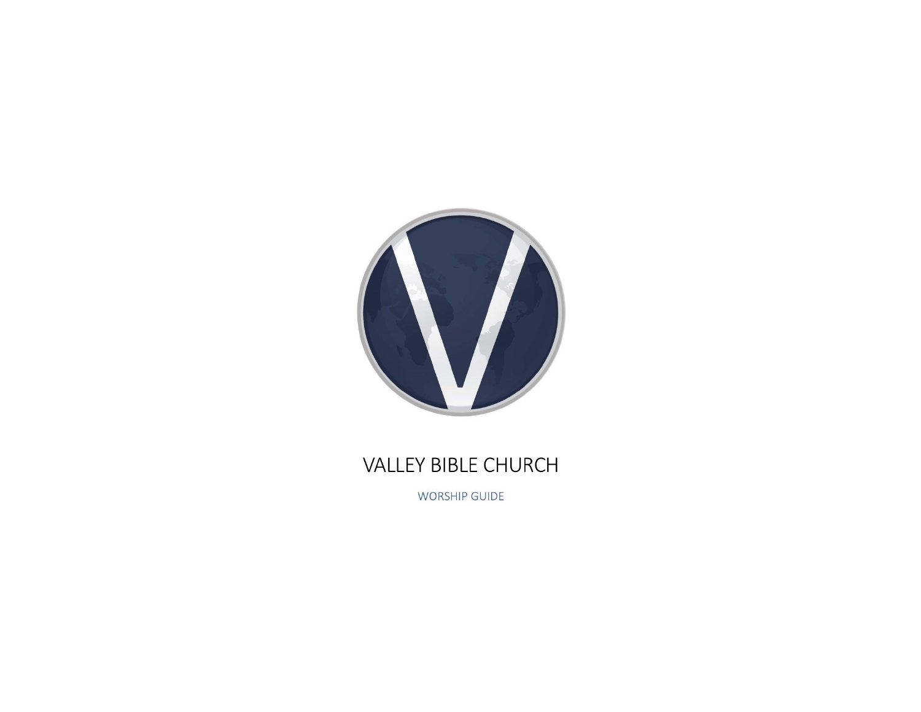# VALLEY BIBLE CHURCH

## WORSHIP GUIDE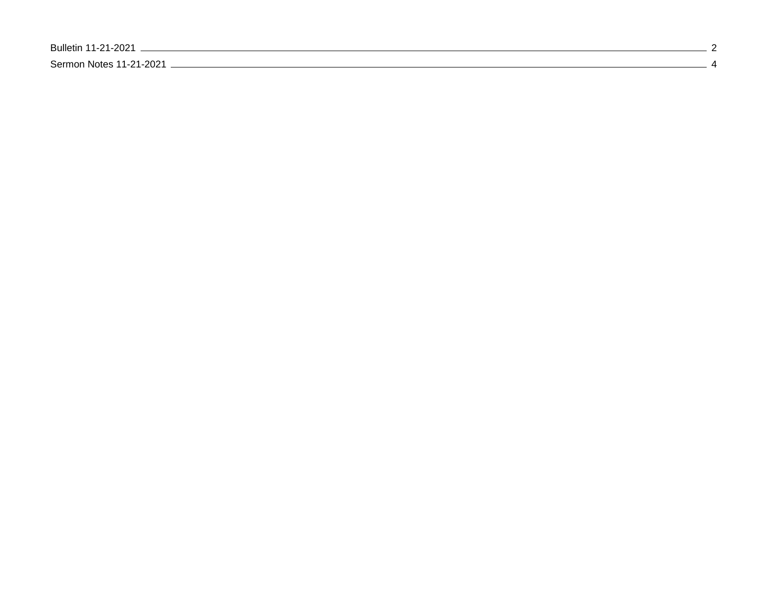Bulletin 11-21-2021 ........ 2

Sermon Notes 11-21-2021 ........ 4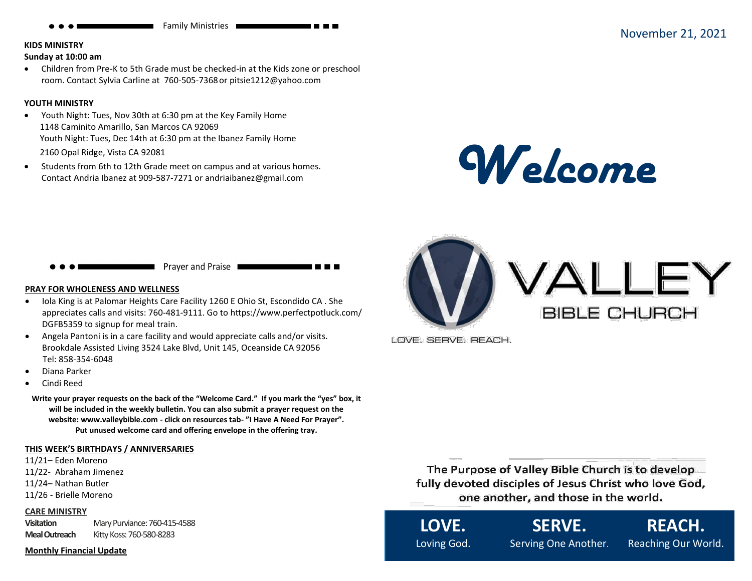## Family Ministries

**KIDS MINISTRY**
**Sunday at 10:00 am**

- Children from Pre-K to 5th Grade must be checked-in at the Kids zone or preschool room. Contact Sylvia Carline at 760-505-7368 or pitsie1212@yahoo.com

**YOUTH MINISTRY**

- Youth Night: Tues, Nov 30th at 6:30 pm at the Key Family Home
  1148 Caminito Amarillo, San Marcos CA 92069
  Youth Night: Tues, Dec 14th at 6:30 pm at the Ibanez Family Home
  2160 Opal Ridge, Vista CA 92081
- Students from 6th to 12th Grade meet on campus and at various homes. Contact Andria Ibanez at 909-587-7271 or andriaibanez@gmail.com

## Prayer and Praise

**PRAY FOR WHOLENESS AND WELLNESS**

- Iola King is at Palomar Heights Care Facility 1260 E Ohio St, Escondido CA . She appreciates calls and visits: 760-481-9111. Go to https://www.perfectpotluck.com/DGFB5359 to signup for meal train.
- Angela Pantoni is in a care facility and would appreciate calls and/or visits. Brookdale Assisted Living 3524 Lake Blvd, Unit 145, Oceanside CA 92056 Tel: 858-354-6048
- Diana Parker
- Cindi Reed

**Write your prayer requests on the back of the "Welcome Card." If you mark the "yes" box, it will be included in the weekly bulletin. You can also submit a prayer request on the website: www.valleybible.com - click on resources tab- "I Have A Need For Prayer". Put unused welcome card and offering envelope in the offering tray.**

**THIS WEEK'S BIRTHDAYS / ANNIVERSARIES**

11/21– Eden Moreno
11/22- Abraham Jimenez
11/24– Nathan Butler
11/26 - Brielle Moreno

**CARE MINISTRY**

**Visitation** Mary Purviance: 760-415-4588
**Meal Outreach** Kitty Koss: 760-580-8283

**Monthly Financial Update**

November 21, 2021

# *Welcome*

VALLEY BIBLE CHURCH

LOVE. SERVE. REACH.

The Purpose of Valley Bible Church is to develop fully devoted disciples of Jesus Christ who love God, one another, and those in the world.

**LOVE.** Loving God.
**SERVE.** Serving One Another.
**REACH.** Reaching Our World.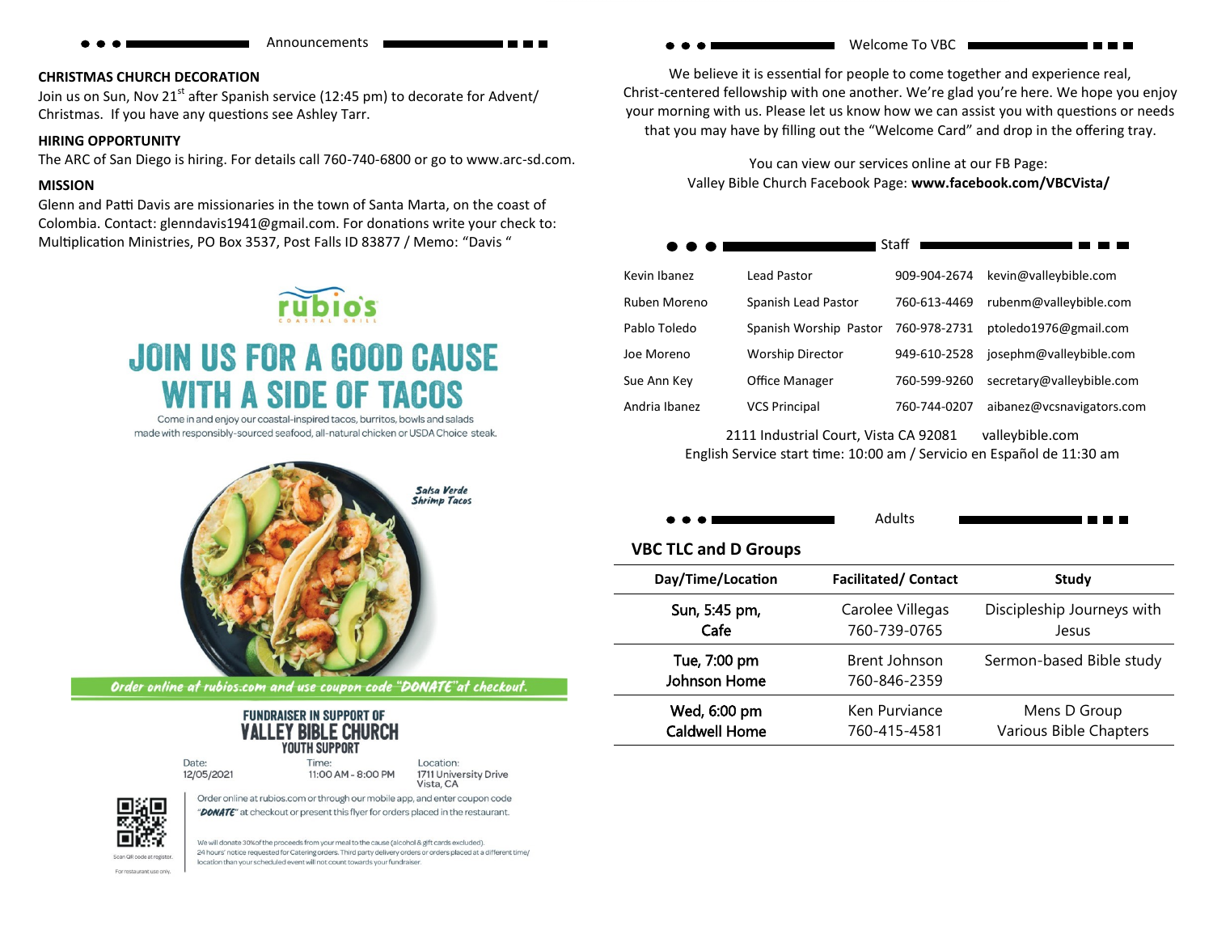## Announcements

**CHRISTMAS CHURCH DECORATION**
Join us on Sun, Nov 21st after Spanish service (12:45 pm) to decorate for Advent/ Christmas. If you have any questions see Ashley Tarr.

**HIRING OPPORTUNITY**
The ARC of San Diego is hiring. For details call 760-740-6800 or go to www.arc-sd.com.

**MISSION**
Glenn and Patti Davis are missionaries in the town of Santa Marta, on the coast of Colombia. Contact: glenndavis1941@gmail.com. For donations write your check to: Multiplication Ministries, PO Box 3537, Post Falls ID 83877 / Memo: "Davis "

rubio's COASTAL GRILL

# JOIN US FOR A GOOD CAUSE WITH A SIDE OF TACOS

Come in and enjoy our coastal-inspired tacos, burritos, bowls and salads made with responsibly-sourced seafood, all-natural chicken or USDA Choice steak.

*Salsa Verde Shrimp Tacos*

*Order online at rubios.com and use coupon code "DONATE" at checkout.*

**FUNDRAISER IN SUPPORT OF VALLEY BIBLE CHURCH YOUTH SUPPORT**

Date: 12/05/2021
Time: 11:00 AM - 8:00 PM
Location: 1711 University Drive Vista, CA

Order online at rubios.com or through our mobile app, and enter coupon code "*DONATE*" at checkout or present this flyer for orders placed in the restaurant.

Scan QR code at register. For restaurant use only.

We will donate 30% of the proceeds from your meal to the cause (alcohol & gift cards excluded). 24 hours' notice requested for Catering orders. Third party delivery orders or orders placed at a different time/ location than your scheduled event will not count towards your fundraiser.

## Welcome To VBC

We believe it is essential for people to come together and experience real, Christ-centered fellowship with one another. We're glad you're here. We hope you enjoy your morning with us. Please let us know how we can assist you with questions or needs that you may have by filling out the "Welcome Card" and drop in the offering tray.

You can view our services online at our FB Page:
Valley Bible Church Facebook Page: **www.facebook.com/VBCVista/**

## Staff

| | | | |
|---|---|---|---|
| Kevin Ibanez | Lead Pastor | 909-904-2674 | kevin@valleybible.com |
| Ruben Moreno | Spanish Lead Pastor | 760-613-4469 | rubenm@valleybible.com |
| Pablo Toledo | Spanish Worship Pastor | 760-978-2731 | ptoledo1976@gmail.com |
| Joe Moreno | Worship Director | 949-610-2528 | josephm@valleybible.com |
| Sue Ann Key | Office Manager | 760-599-9260 | secretary@valleybible.com |
| Andria Ibanez | VCS Principal | 760-744-0207 | aibanez@vcsnavigators.com |

2111 Industrial Court, Vista CA 92081 valleybible.com
English Service start time: 10:00 am / Servicio en Español de 11:30 am

## Adults

### VBC TLC and D Groups

| Day/Time/Location | Facilitated/ Contact | Study |
|---|---|---|
| Sun, 5:45 pm, Cafe | Carolee Villegas 760-739-0765 | Discipleship Journeys with Jesus |
| Tue, 7:00 pm Johnson Home | Brent Johnson 760-846-2359 | Sermon-based Bible study |
| Wed, 6:00 pm Caldwell Home | Ken Purviance 760-415-4581 | Mens D Group Various Bible Chapters |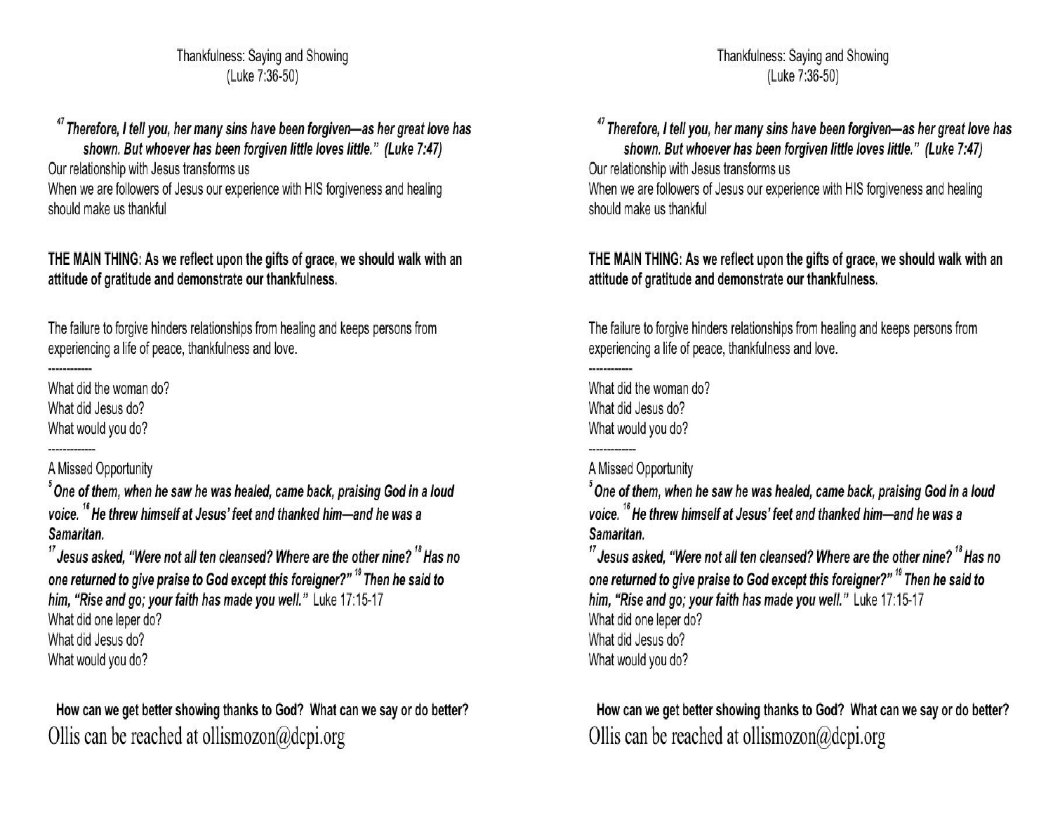Thankfulness: Saying and Showing
(Luke 7:36-50)

***[47] Therefore, I tell you, her many sins have been forgiven—as her great love has shown. But whoever has been forgiven little loves little." (Luke 7:47)***

Our relationship with Jesus transforms us

When we are followers of Jesus our experience with HIS forgiveness and healing should make us thankful

**THE MAIN THING: As we reflect upon the gifts of grace, we should walk with an attitude of gratitude and demonstrate our thankfulness.**

The failure to forgive hinders relationships from healing and keeps persons from experiencing a life of peace, thankfulness and love.

------------

What did the woman do?
What did Jesus do?
What would you do?

-------------

A Missed Opportunity

***[5] One of them, when he saw he was healed, came back, praising God in a loud voice. [16] He threw himself at Jesus' feet and thanked him—and he was a Samaritan.***

***[17] Jesus asked, "Were not all ten cleansed? Where are the other nine? [18] Has no one returned to give praise to God except this foreigner?" [19] Then he said to him, "Rise and go; your faith has made you well."*** Luke 17:15-17

What did one leper do?
What did Jesus do?
What would you do?

**How can we get better showing thanks to God? What can we say or do better?**

Ollis can be reached at ollismozon@dcpi.org

Thankfulness: Saying and Showing
(Luke 7:36-50)

***[47] Therefore, I tell you, her many sins have been forgiven—as her great love has shown. But whoever has been forgiven little loves little." (Luke 7:47)***

Our relationship with Jesus transforms us

When we are followers of Jesus our experience with HIS forgiveness and healing should make us thankful

**THE MAIN THING: As we reflect upon the gifts of grace, we should walk with an attitude of gratitude and demonstrate our thankfulness.**

The failure to forgive hinders relationships from healing and keeps persons from experiencing a life of peace, thankfulness and love.

------------

What did the woman do?
What did Jesus do?
What would you do?

-------------

A Missed Opportunity

***[5] One of them, when he saw he was healed, came back, praising God in a loud voice. [16] He threw himself at Jesus' feet and thanked him—and he was a Samaritan.***

***[17] Jesus asked, "Were not all ten cleansed? Where are the other nine? [18] Has no one returned to give praise to God except this foreigner?" [19] Then he said to him, "Rise and go; your faith has made you well."*** Luke 17:15-17

What did one leper do?
What did Jesus do?
What would you do?

**How can we get better showing thanks to God? What can we say or do better?**

Ollis can be reached at ollismozon@dcpi.org